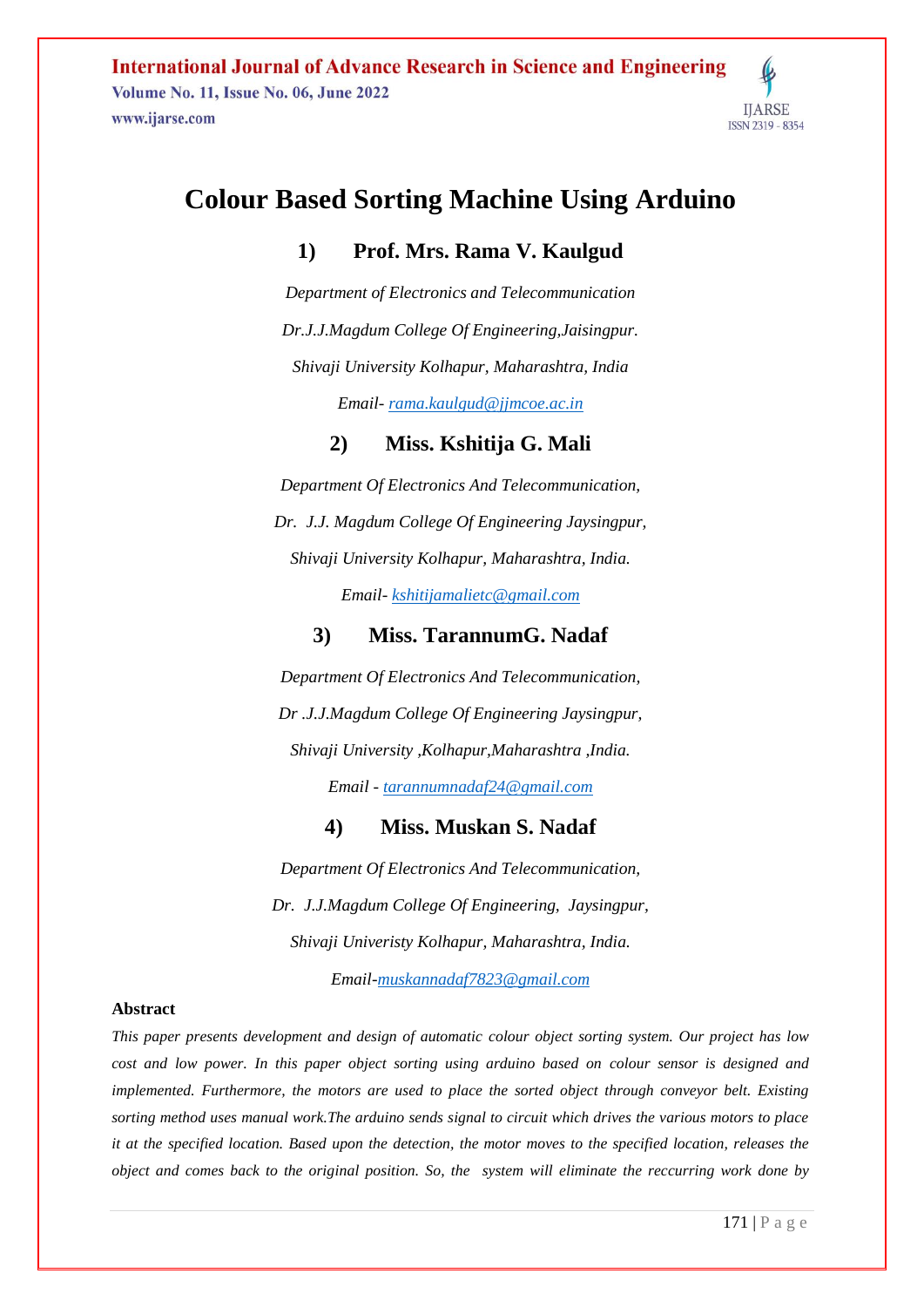# Colour Based Sorting Machine Using Arduino

## 1) Prof. Mrs. Rama V. Kaulgud

*Department of Electronics and Telecommunication*

*Dr.J.J.Magdum College Of Engineering,Jaisingpur.*

*Shivaji University Kolhapur, Maharashtra, India*

*Email- rama.kaulgud@jjmcoe.ac.in*

## 2) Miss. Kshitija G. Mali

*Department Of Electronics And Telecommunication,*

*Dr. J.J. Magdum College Of Engineering Jaysingpur,*

*Shivaji University Kolhapur, Maharashtra, India.*

*Email- kshitijamalietc@gmail.com*

## 3) Miss. TarannumG. Nadaf

*Department Of Electronics And Telecommunication,*

*Dr .J.J.Magdum College Of Engineering Jaysingpur,*

*Shivaji University ,Kolhapur,Maharashtra ,India.*

*Email - tarannumnadaf24@gmail.com*

## 4) Miss. Muskan S. Nadaf

*Department Of Electronics And Telecommunication,*

*Dr. J.J.Magdum College Of Engineering, Jaysingpur,*

*Shivaji Univeristy Kolhapur, Maharashtra, India.*

*Email-muskannadaf7823@gmail.com*

**Abstract**

*This paper presents development and design of automatic colour object sorting system. Our project has low cost and low power. In this paper object sorting using arduino based on colour sensor is designed and implemented. Furthermore, the motors are used to place the sorted object through conveyor belt. Existing sorting method uses manual work.The arduino sends signal to circuit which drives the various motors to place it at the specified location. Based upon the detection, the motor moves to the specified location, releases the object and comes back to the original position. So, the system will eliminate the reccurring work done by*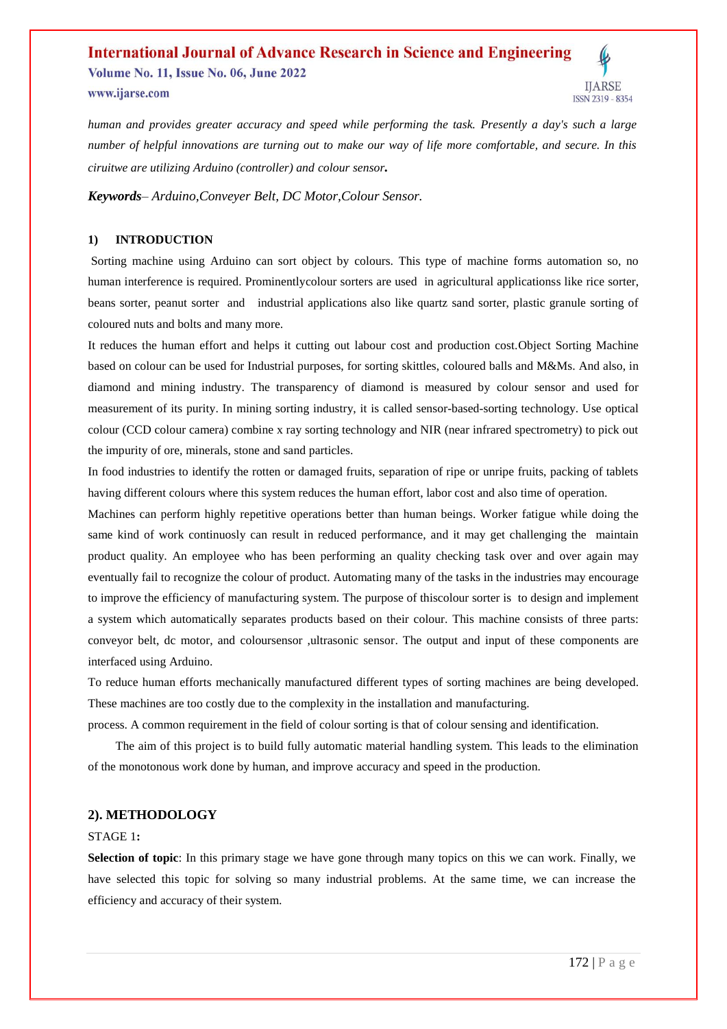*human and provides greater accuracy and speed while performing the task. Presently a day's such a large number of helpful innovations are turning out to make our way of life more comfortable, and secure. In this ciruitwe are utilizing Arduino (controller) and colour sensor.*

***Keywords**– Arduino,Conveyer Belt, DC Motor,Colour Sensor.*

#### 1) INTRODUCTION

Sorting machine using Arduino can sort object by colours. This type of machine forms automation so, no human interference is required. Prominentlycolour sorters are used in agricultural applicationss like rice sorter, beans sorter, peanut sorter and industrial applications also like quartz sand sorter, plastic granule sorting of coloured nuts and bolts and many more.

It reduces the human effort and helps it cutting out labour cost and production cost.Object Sorting Machine based on colour can be used for Industrial purposes, for sorting skittles, coloured balls and M&Ms. And also, in diamond and mining industry. The transparency of diamond is measured by colour sensor and used for measurement of its purity. In mining sorting industry, it is called sensor-based-sorting technology. Use optical colour (CCD colour camera) combine x ray sorting technology and NIR (near infrared spectrometry) to pick out the impurity of ore, minerals, stone and sand particles.

In food industries to identify the rotten or damaged fruits, separation of ripe or unripe fruits, packing of tablets having different colours where this system reduces the human effort, labor cost and also time of operation.

Machines can perform highly repetitive operations better than human beings. Worker fatigue while doing the same kind of work continuosly can result in reduced performance, and it may get challenging the maintain product quality. An employee who has been performing an quality checking task over and over again may eventually fail to recognize the colour of product. Automating many of the tasks in the industries may encourage to improve the efficiency of manufacturing system. The purpose of thiscolour sorter is to design and implement a system which automatically separates products based on their colour. This machine consists of three parts: conveyor belt, dc motor, and coloursensor ,ultrasonic sensor. The output and input of these components are interfaced using Arduino.

To reduce human efforts mechanically manufactured different types of sorting machines are being developed. These machines are too costly due to the complexity in the installation and manufacturing.

process. A common requirement in the field of colour sorting is that of colour sensing and identification.

The aim of this project is to build fully automatic material handling system. This leads to the elimination of the monotonous work done by human, and improve accuracy and speed in the production.

## 2). METHODOLOGY

STAGE 1**:**

**Selection of topic**: In this primary stage we have gone through many topics on this we can work. Finally, we have selected this topic for solving so many industrial problems. At the same time, we can increase the efficiency and accuracy of their system.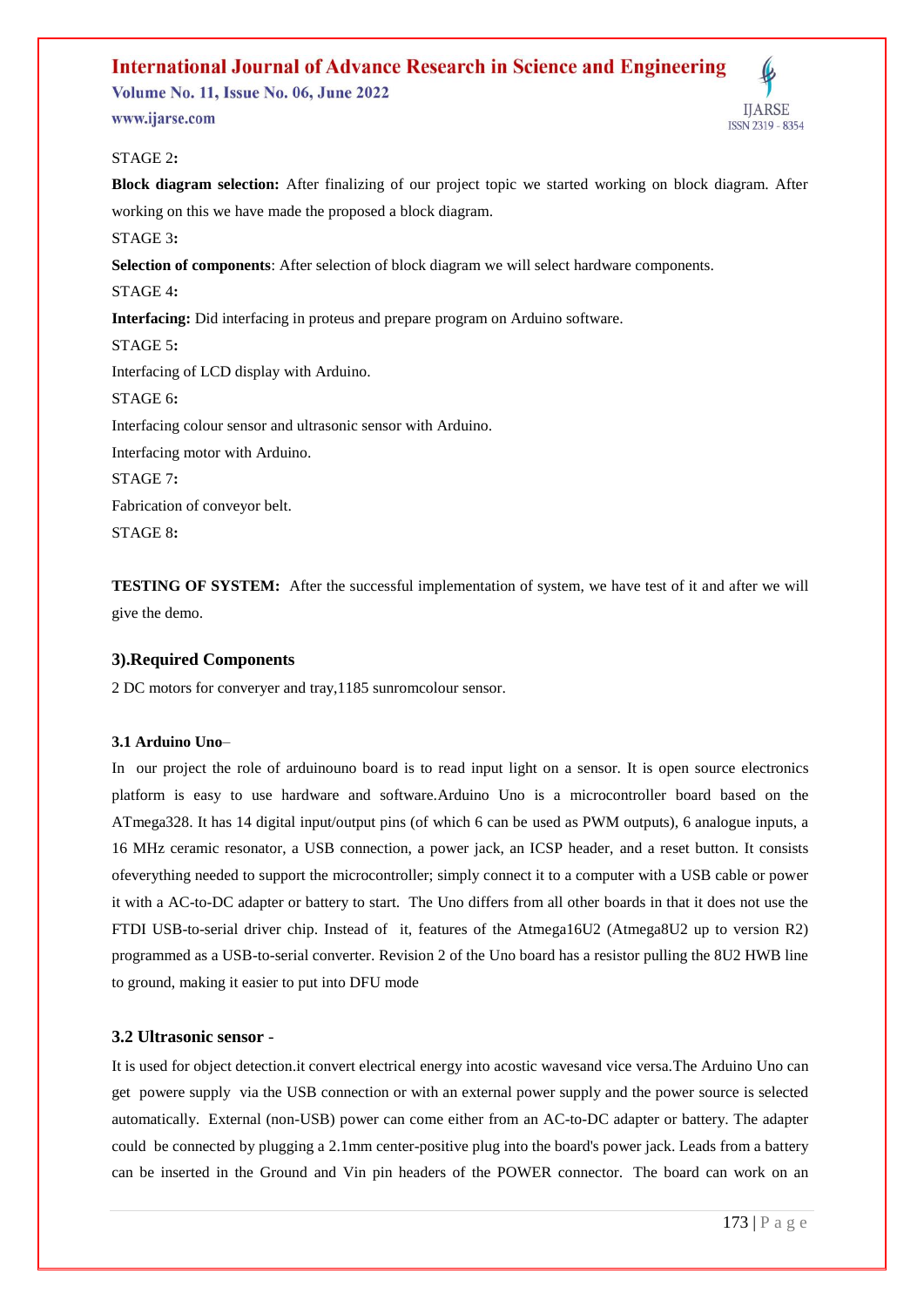STAGE 2**:**

**Block diagram selection:** After finalizing of our project topic we started working on block diagram. After working on this we have made the proposed a block diagram.

STAGE 3**:**

**Selection of components**: After selection of block diagram we will select hardware components.

STAGE 4**:**

**Interfacing:** Did interfacing in proteus and prepare program on Arduino software.

STAGE 5**:**

Interfacing of LCD display with Arduino.

STAGE 6**:**

Interfacing colour sensor and ultrasonic sensor with Arduino.

Interfacing motor with Arduino.

STAGE 7**:**

Fabrication of conveyor belt.

STAGE 8**:**

**TESTING OF SYSTEM:** After the successful implementation of system, we have test of it and after we will give the demo.

## 3).Required Components

2 DC motors for converyer and tray,1185 sunromcolour sensor.

#### 3.1 Arduino Uno–

In our project the role of arduinouno board is to read input light on a sensor. It is open source electronics platform is easy to use hardware and software.Arduino Uno is a microcontroller board based on the ATmega328. It has 14 digital input/output pins (of which 6 can be used as PWM outputs), 6 analogue inputs, a 16 MHz ceramic resonator, a USB connection, a power jack, an ICSP header, and a reset button. It consists ofeverything needed to support the microcontroller; simply connect it to a computer with a USB cable or power it with a AC-to-DC adapter or battery to start. The Uno differs from all other boards in that it does not use the FTDI USB-to-serial driver chip. Instead of it, features of the Atmega16U2 (Atmega8U2 up to version R2) programmed as a USB-to-serial converter. Revision 2 of the Uno board has a resistor pulling the 8U2 HWB line to ground, making it easier to put into DFU mode

### 3.2 Ultrasonic sensor -

It is used for object detection.it convert electrical energy into acostic wavesand vice versa.The Arduino Uno can get powere supply via the USB connection or with an external power supply and the power source is selected automatically. External (non-USB) power can come either from an AC-to-DC adapter or battery. The adapter could be connected by plugging a 2.1mm center-positive plug into the board's power jack. Leads from a battery can be inserted in the Ground and Vin pin headers of the POWER connector. The board can work on an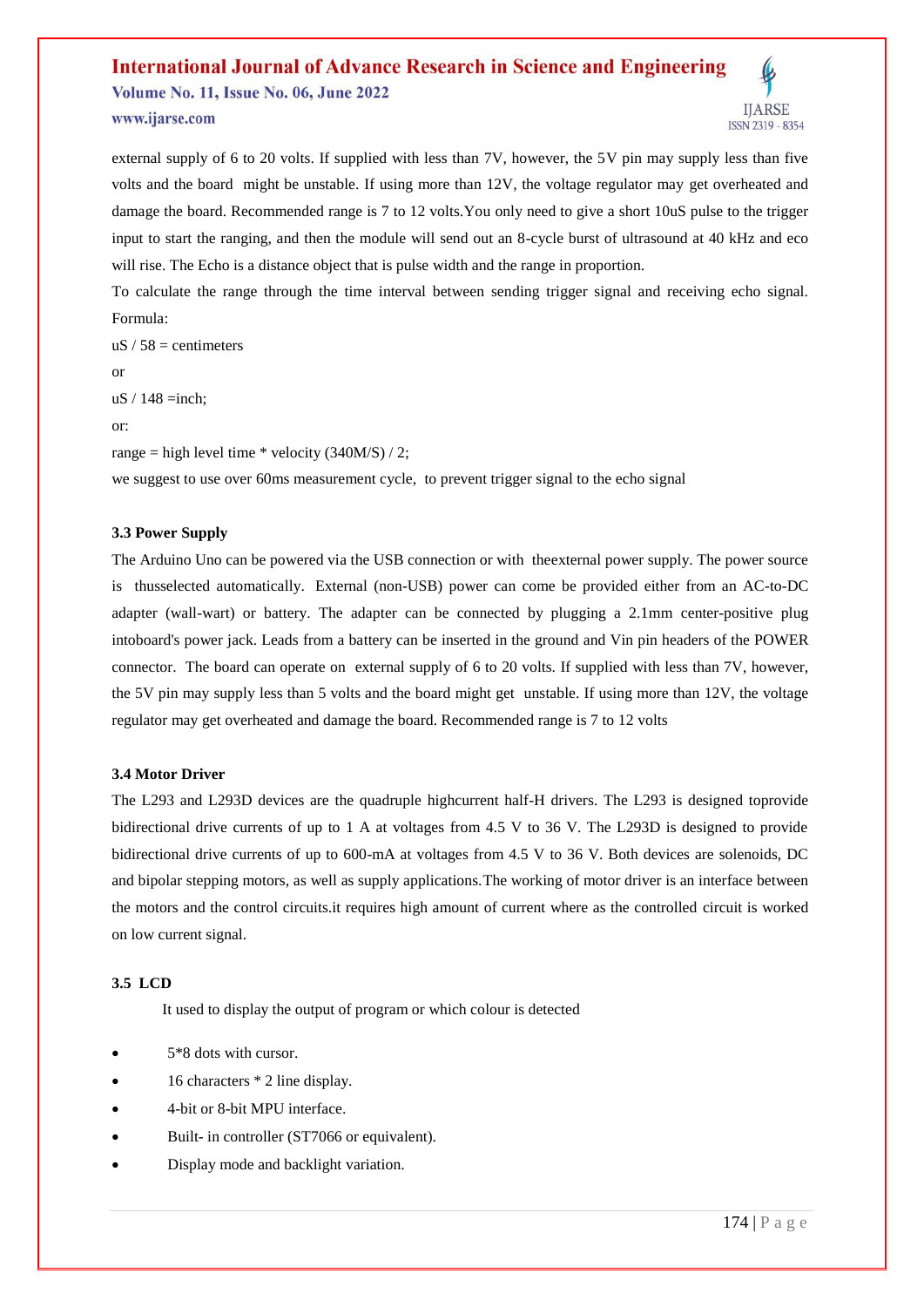external supply of 6 to 20 volts. If supplied with less than 7V, however, the 5V pin may supply less than five volts and the board might be unstable. If using more than 12V, the voltage regulator may get overheated and damage the board. Recommended range is 7 to 12 volts.You only need to give a short 10uS pulse to the trigger input to start the ranging, and then the module will send out an 8-cycle burst of ultrasound at 40 kHz and eco will rise. The Echo is a distance object that is pulse width and the range in proportion.

To calculate the range through the time interval between sending trigger signal and receiving echo signal. Formula:

uS / 58 = centimeters

or

uS / 148 =inch;

or:

range = high level time * velocity (340M/S) / 2;

we suggest to use over 60ms measurement cycle, to prevent trigger signal to the echo signal

### 3.3 Power Supply

The Arduino Uno can be powered via the USB connection or with theexternal power supply. The power source is thusselected automatically. External (non-USB) power can come be provided either from an AC-to-DC adapter (wall-wart) or battery. The adapter can be connected by plugging a 2.1mm center-positive plug intoboard's power jack. Leads from a battery can be inserted in the ground and Vin pin headers of the POWER connector. The board can operate on external supply of 6 to 20 volts. If supplied with less than 7V, however, the 5V pin may supply less than 5 volts and the board might get unstable. If using more than 12V, the voltage regulator may get overheated and damage the board. Recommended range is 7 to 12 volts

### 3.4 Motor Driver

The L293 and L293D devices are the quadruple highcurrent half-H drivers. The L293 is designed toprovide bidirectional drive currents of up to 1 A at voltages from 4.5 V to 36 V. The L293D is designed to provide bidirectional drive currents of up to 600-mA at voltages from 4.5 V to 36 V. Both devices are solenoids, DC and bipolar stepping motors, as well as supply applications.The working of motor driver is an interface between the motors and the control circuits.it requires high amount of current where as the controlled circuit is worked on low current signal.

### 3.5 LCD

It used to display the output of program or which colour is detected

- 5*8 dots with cursor.
- 16 characters * 2 line display.
- 4-bit or 8-bit MPU interface.
- Built- in controller (ST7066 or equivalent).
- Display mode and backlight variation.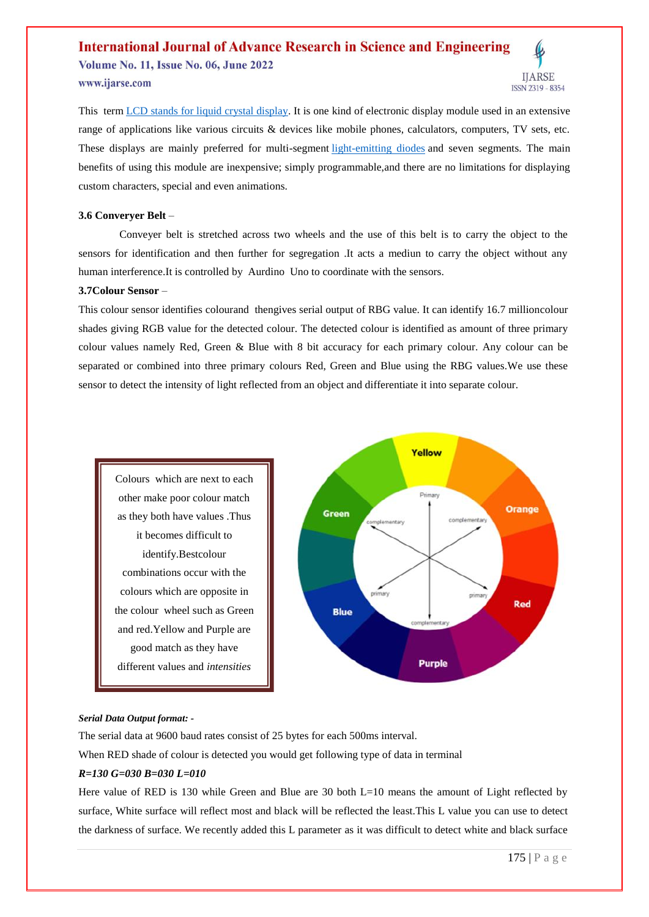This term LCD stands for liquid crystal display. It is one kind of electronic display module used in an extensive range of applications like various circuits & devices like mobile phones, calculators, computers, TV sets, etc. These displays are mainly preferred for multi-segment light-emitting diodes and seven segments. The main benefits of using this module are inexpensive; simply programmable,and there are no limitations for displaying custom characters, special and even animations.

**3.6 Converyer Belt** –

Conveyer belt is stretched across two wheels and the use of this belt is to carry the object to the sensors for identification and then further for segregation .It acts a mediun to carry the object without any human interference.It is controlled by Aurdino Uno to coordinate with the sensors.

**3.7Colour Sensor** –

This colour sensor identifies colourand thengives serial output of RBG value. It can identify 16.7 millioncolour shades giving RGB value for the detected colour. The detected colour is identified as amount of three primary colour values namely Red, Green & Blue with 8 bit accuracy for each primary colour. Any colour can be separated or combined into three primary colours Red, Green and Blue using the RBG values.We use these sensor to detect the intensity of light reflected from an object and differentiate it into separate colour.

Colours which are next to each other make poor colour match as they both have values .Thus it becomes difficult to identify.Bestcolour combinations occur with the colours which are opposite in the colour wheel such as Green and red.Yellow and Purple are good match as they have different values and *intensities*

***Serial Data Output format: -***

The serial data at 9600 baud rates consist of 25 bytes for each 500ms interval.

When RED shade of colour is detected you would get following type of data in terminal

***R=130 G=030 B=030 L=010***

Here value of RED is 130 while Green and Blue are 30 both L=10 means the amount of Light reflected by surface, White surface will reflect most and black will be reflected the least.This L value you can use to detect the darkness of surface. We recently added this L parameter as it was difficult to detect white and black surface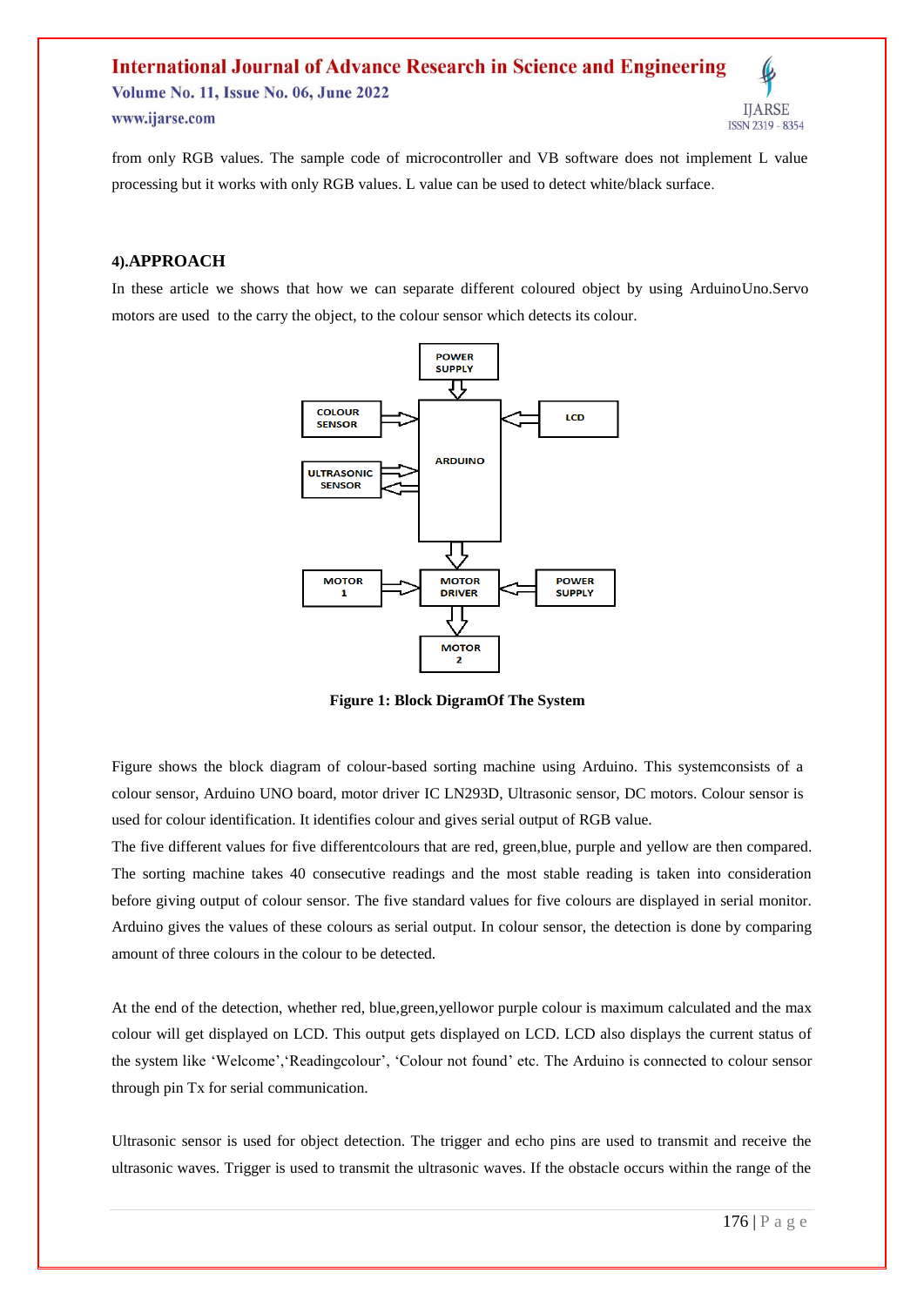from only RGB values. The sample code of microcontroller and VB software does not implement L value processing but it works with only RGB values. L value can be used to detect white/black surface.

## 4).APPROACH

In these article we shows that how we can separate different coloured object by using ArduinoUno.Servo motors are used to the carry the object, to the colour sensor which detects its colour.

**Figure 1: Block DigramOf The System**

Figure shows the block diagram of colour-based sorting machine using Arduino. This systemconsists of a colour sensor, Arduino UNO board, motor driver IC LN293D, Ultrasonic sensor, DC motors. Colour sensor is used for colour identification. It identifies colour and gives serial output of RGB value.

The five different values for five differentcolours that are red, green,blue, purple and yellow are then compared. The sorting machine takes 40 consecutive readings and the most stable reading is taken into consideration before giving output of colour sensor. The five standard values for five colours are displayed in serial monitor. Arduino gives the values of these colours as serial output. In colour sensor, the detection is done by comparing amount of three colours in the colour to be detected.

At the end of the detection, whether red, blue,green,yellowor purple colour is maximum calculated and the max colour will get displayed on LCD. This output gets displayed on LCD. LCD also displays the current status of the system like 'Welcome','Readingcolour', 'Colour not found' etc. The Arduino is connected to colour sensor through pin Tx for serial communication.

Ultrasonic sensor is used for object detection. The trigger and echo pins are used to transmit and receive the ultrasonic waves. Trigger is used to transmit the ultrasonic waves. If the obstacle occurs within the range of the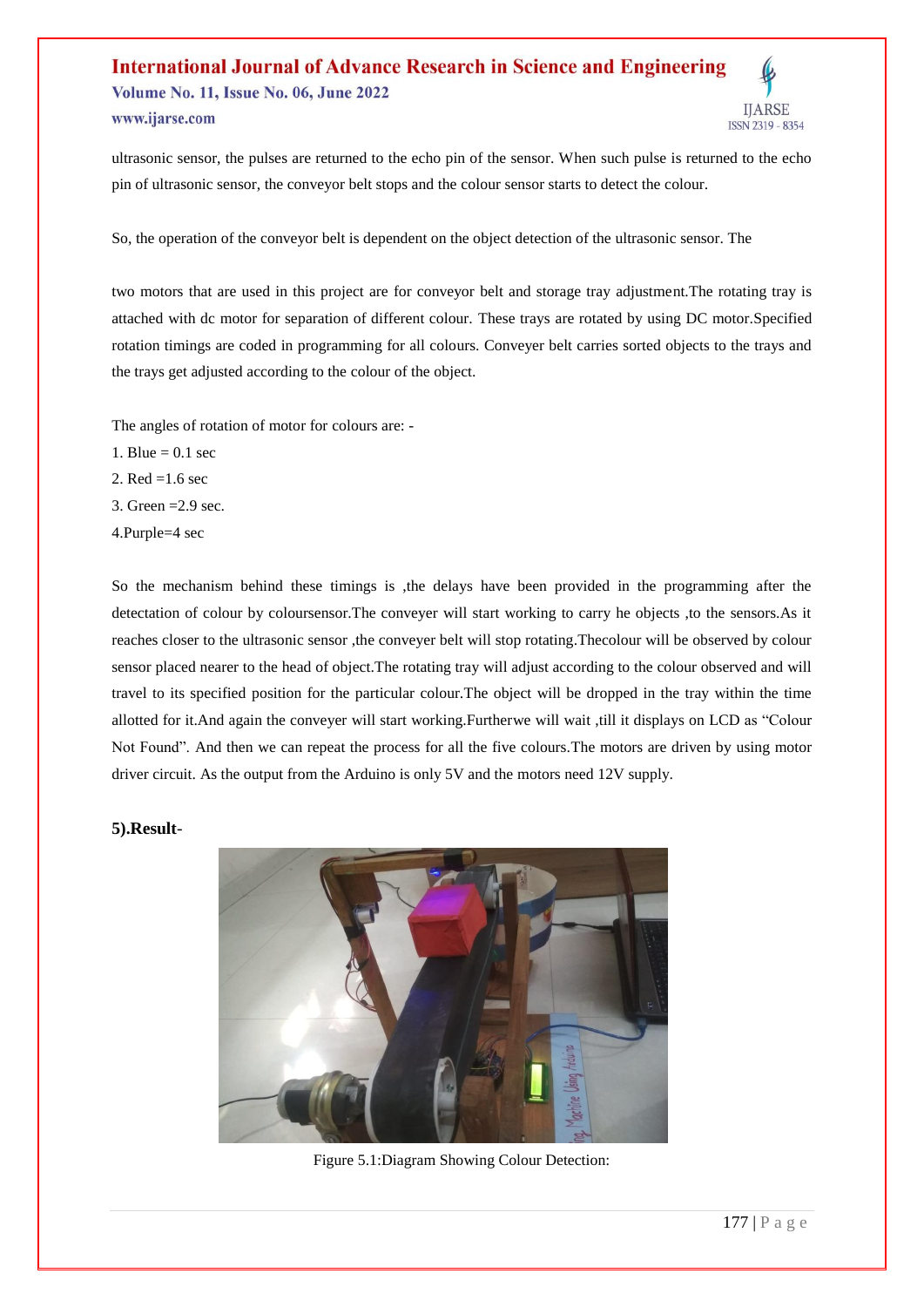ultrasonic sensor, the pulses are returned to the echo pin of the sensor. When such pulse is returned to the echo pin of ultrasonic sensor, the conveyor belt stops and the colour sensor starts to detect the colour.

So, the operation of the conveyor belt is dependent on the object detection of the ultrasonic sensor. The

two motors that are used in this project are for conveyor belt and storage tray adjustment.The rotating tray is attached with dc motor for separation of different colour. These trays are rotated by using DC motor.Specified rotation timings are coded in programming for all colours. Conveyer belt carries sorted objects to the trays and the trays get adjusted according to the colour of the object.

The angles of rotation of motor for colours are: -

1. Blue = 0.1 sec
2. Red =1.6 sec
3. Green =2.9 sec.
4. Purple=4 sec

So the mechanism behind these timings is ,the delays have been provided in the programming after the detectation of colour by coloursensor.The conveyer will start working to carry he objects ,to the sensors.As it reaches closer to the ultrasonic sensor ,the conveyer belt will stop rotating.Thecolour will be observed by colour sensor placed nearer to the head of object.The rotating tray will adjust according to the colour observed and will travel to its specified position for the particular colour.The object will be dropped in the tray within the time allotted for it.And again the conveyer will start working.Furtherwe will wait ,till it displays on LCD as "Colour Not Found". And then we can repeat the process for all the five colours.The motors are driven by using motor driver circuit. As the output from the Arduino is only 5V and the motors need 12V supply.

**5).Result-**

Figure 5.1:Diagram Showing Colour Detection: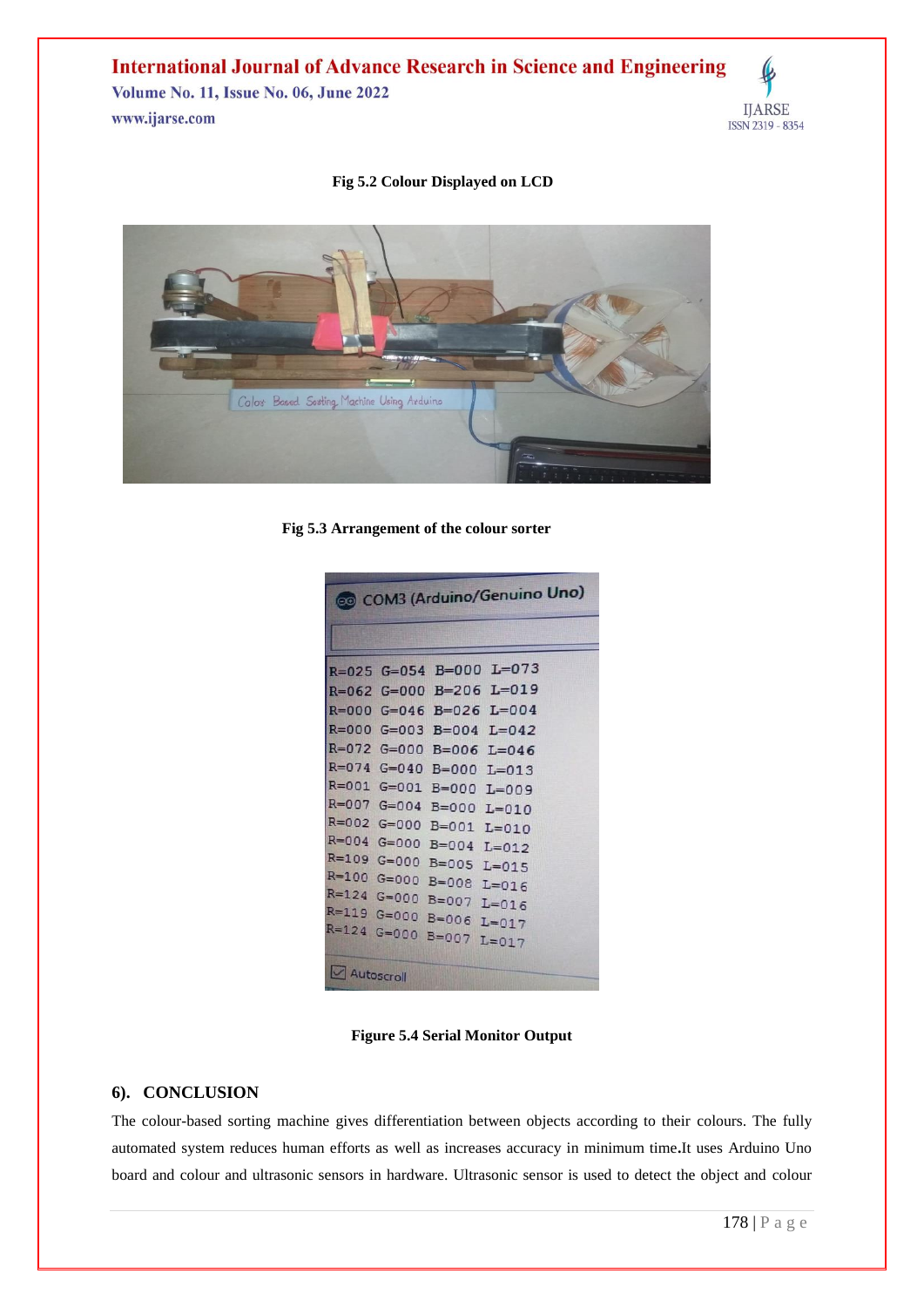**Fig 5.2 Colour Displayed on LCD**

**Fig 5.3 Arrangement of the colour sorter**

**Figure 5.4 Serial Monitor Output**

## 6). CONCLUSION

The colour-based sorting machine gives differentiation between objects according to their colours. The fully automated system reduces human efforts as well as increases accuracy in minimum time**.**It uses Arduino Uno board and colour and ultrasonic sensors in hardware. Ultrasonic sensor is used to detect the object and colour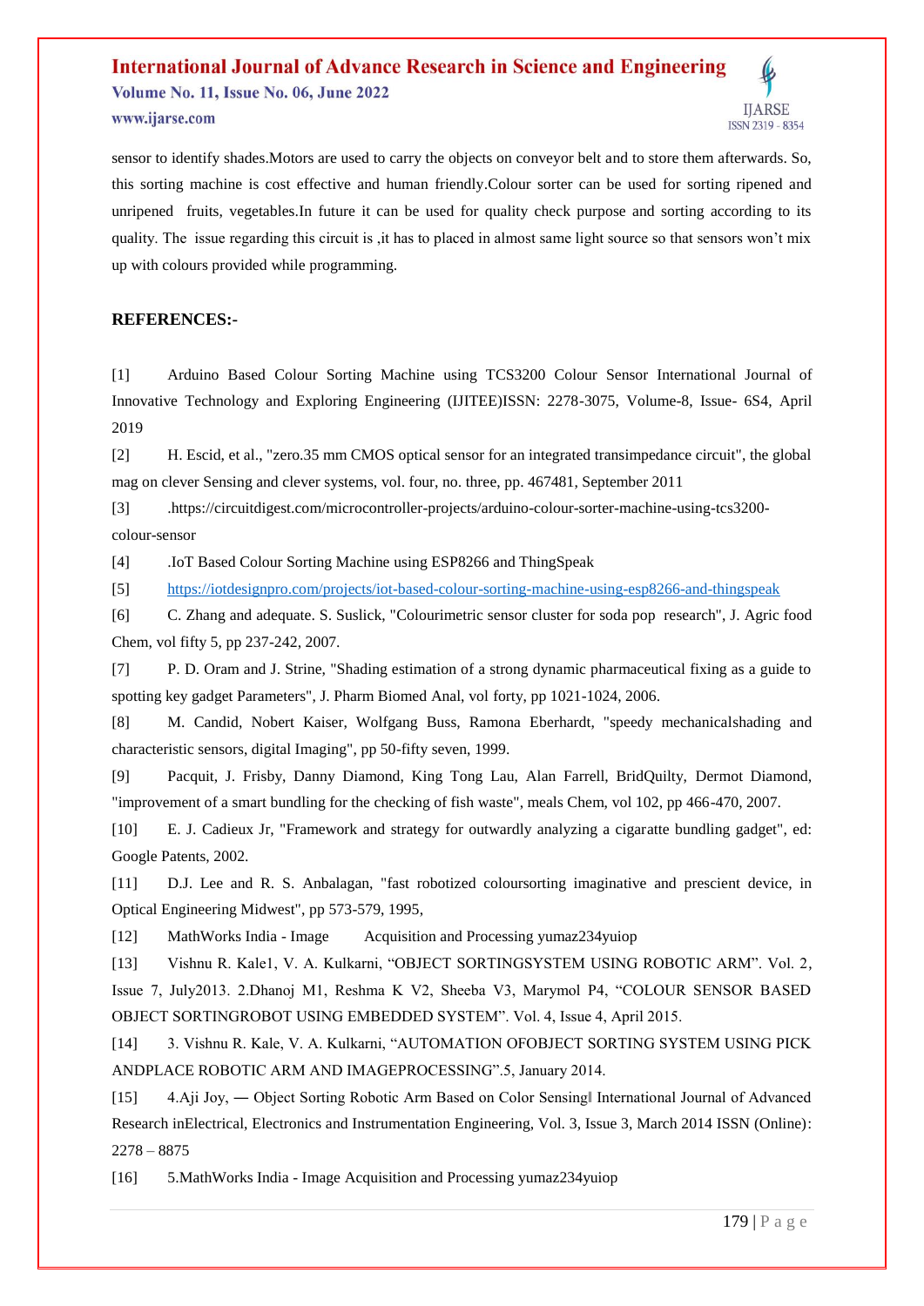sensor to identify shades.Motors are used to carry the objects on conveyor belt and to store them afterwards. So, this sorting machine is cost effective and human friendly.Colour sorter can be used for sorting ripened and unripened fruits, vegetables.In future it can be used for quality check purpose and sorting according to its quality. The issue regarding this circuit is ,it has to placed in almost same light source so that sensors won't mix up with colours provided while programming.

## REFERENCES:-

[1] Arduino Based Colour Sorting Machine using TCS3200 Colour Sensor International Journal of Innovative Technology and Exploring Engineering (IJITEE)ISSN: 2278-3075, Volume-8, Issue- 6S4, April 2019

[2] H. Escid, et al., "zero.35 mm CMOS optical sensor for an integrated transimpedance circuit", the global mag on clever Sensing and clever systems, vol. four, no. three, pp. 467481, September 2011

[3] .https://circuitdigest.com/microcontroller-projects/arduino-colour-sorter-machine-using-tcs3200-colour-sensor

[4] .IoT Based Colour Sorting Machine using ESP8266 and ThingSpeak

[5] https://iotdesignpro.com/projects/iot-based-colour-sorting-machine-using-esp8266-and-thingspeak

[6] C. Zhang and adequate. S. Suslick, "Colourimetric sensor cluster for soda pop research", J. Agric food Chem, vol fifty 5, pp 237-242, 2007.

[7] P. D. Oram and J. Strine, "Shading estimation of a strong dynamic pharmaceutical fixing as a guide to spotting key gadget Parameters", J. Pharm Biomed Anal, vol forty, pp 1021-1024, 2006.

[8] M. Candid, Nobert Kaiser, Wolfgang Buss, Ramona Eberhardt, "speedy mechanicalshading and characteristic sensors, digital Imaging", pp 50-fifty seven, 1999.

[9] Pacquit, J. Frisby, Danny Diamond, King Tong Lau, Alan Farrell, BridQuilty, Dermot Diamond, "improvement of a smart bundling for the checking of fish waste", meals Chem, vol 102, pp 466-470, 2007.

[10] E. J. Cadieux Jr, "Framework and strategy for outwardly analyzing a cigarette bundling gadget", ed: Google Patents, 2002.

[11] D.J. Lee and R. S. Anbalagan, "fast robotized coloursorting imaginative and prescient device, in Optical Engineering Midwest", pp 573-579, 1995,

[12] MathWorks India - Image Acquisition and Processing yumaz234yuiop

[13] Vishnu R. Kale1, V. A. Kulkarni, "OBJECT SORTINGSYSTEM USING ROBOTIC ARM". Vol. 2, Issue 7, July2013. 2.Dhanoj M1, Reshma K V2, Sheeba V3, Marymol P4, "COLOUR SENSOR BASED OBJECT SORTINGROBOT USING EMBEDDED SYSTEM". Vol. 4, Issue 4, April 2015.

[14] 3. Vishnu R. Kale, V. A. Kulkarni, "AUTOMATION OFOBJECT SORTING SYSTEM USING PICK ANDPLACE ROBOTIC ARM AND IMAGEPROCESSING".5, January 2014.

[15] 4.Aji Joy, ― Object Sorting Robotic Arm Based on Color Sensing‖ International Journal of Advanced Research inElectrical, Electronics and Instrumentation Engineering, Vol. 3, Issue 3, March 2014 ISSN (Online): 2278 – 8875

[16] 5.MathWorks India - Image Acquisition and Processing yumaz234yuiop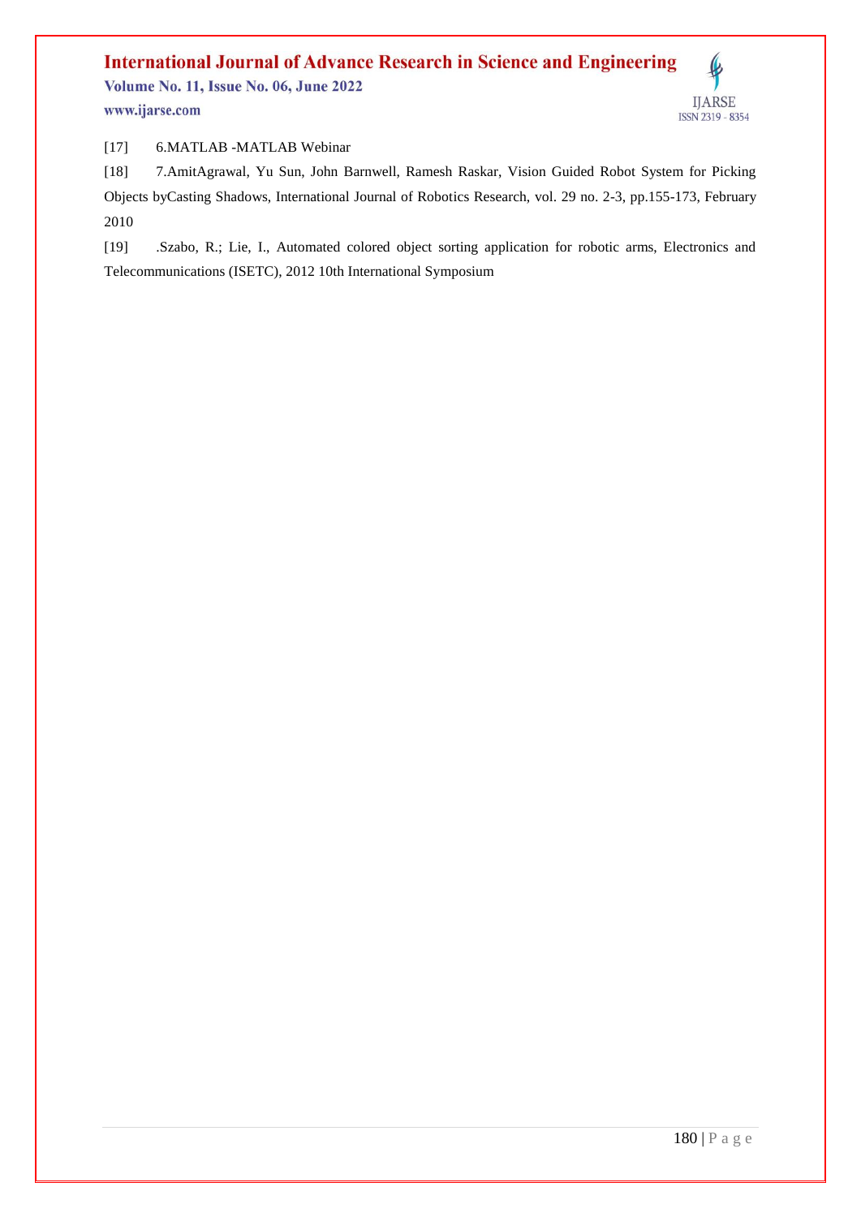[17] 6.MATLAB -MATLAB Webinar

[18] 7.AmitAgrawal, Yu Sun, John Barnwell, Ramesh Raskar, Vision Guided Robot System for Picking Objects byCasting Shadows, International Journal of Robotics Research, vol. 29 no. 2-3, pp.155-173, February 2010

[19] .Szabo, R.; Lie, I., Automated colored object sorting application for robotic arms, Electronics and Telecommunications (ISETC), 2012 10th International Symposium